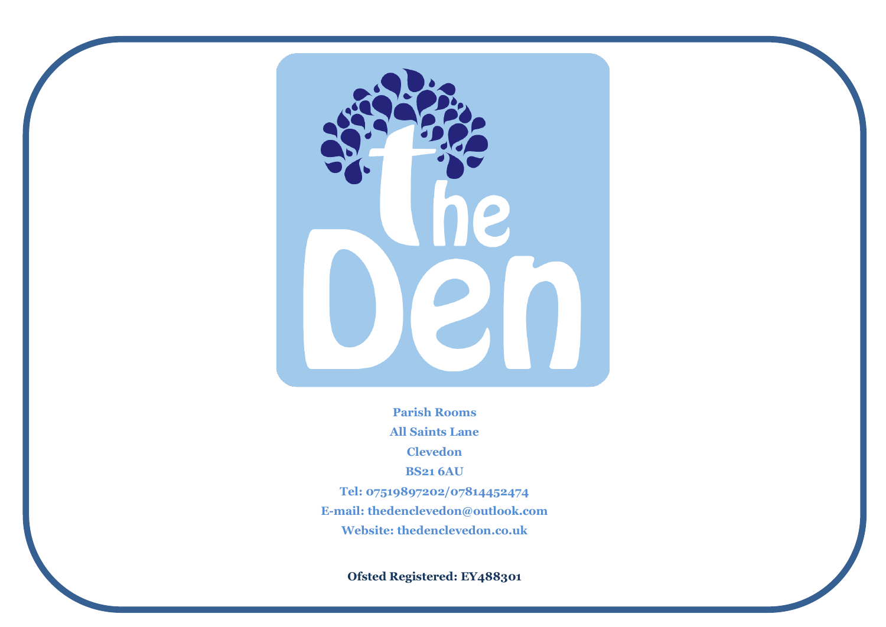# the Den

**Parish Rooms**

**All Saints Lane**

**Clevedon**

**BS21 6AU**

**Tel: 07519897202/07814452474**

**E-mail: thedenclevedon@outlook.com**

**Website: thedenclevedon.co.uk**

**Ofsted Registered: EY488301**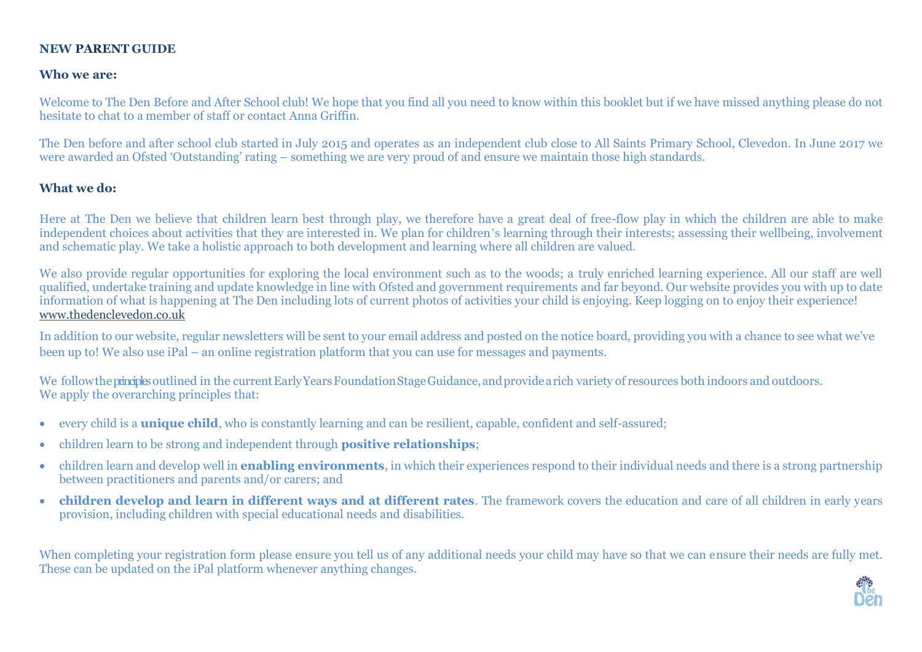# NEW PARENT GUIDE

## Who we are:

Welcome to The Den Before and After School club! We hope that you find all you need to know within this booklet but if we have missed anything please do not hesitate to chat to a member of staff or contact Anna Griffin.

The Den before and after school club started in July 2015 and operates as an independent club close to All Saints Primary School, Clevedon. In June 2017 we were awarded an Ofsted 'Outstanding' rating – something we are very proud of and ensure we maintain those high standards.

## What we do:

Here at The Den we believe that children learn best through play, we therefore have a great deal of free-flow play in which the children are able to make independent choices about activities that they are interested in. We plan for children's learning through their interests; assessing their wellbeing, involvement and schematic play. We take a holistic approach to both development and learning where all children are valued.

We also provide regular opportunities for exploring the local environment such as to the woods; a truly enriched learning experience. All our staff are well qualified, undertake training and update knowledge in line with Ofsted and government requirements and far beyond. Our website provides you with up to date information of what is happening at The Den including lots of current photos of activities your child is enjoying. Keep logging on to enjoy their experience! www.thedenclevedon.co.uk

In addition to our website, regular newsletters will be sent to your email address and posted on the notice board, providing you with a chance to see what we've been up to! We also use iPal – an online registration platform that you can use for messages and payments.

We follow the principles outlined in the current Early Years Foundation Stage Guidance, and provide a rich variety of resources both indoors and outdoors. We apply the overarching principles that:

- every child is a **unique child**, who is constantly learning and can be resilient, capable, confident and self-assured;
- children learn to be strong and independent through **positive relationships**;
- children learn and develop well in **enabling environments**, in which their experiences respond to their individual needs and there is a strong partnership between practitioners and parents and/or carers; and
- **children develop and learn in different ways and at different rates**. The framework covers the education and care of all children in early years provision, including children with special educational needs and disabilities.

When completing your registration form please ensure you tell us of any additional needs your child may have so that we can ensure their needs are fully met. These can be updated on the iPal platform whenever anything changes.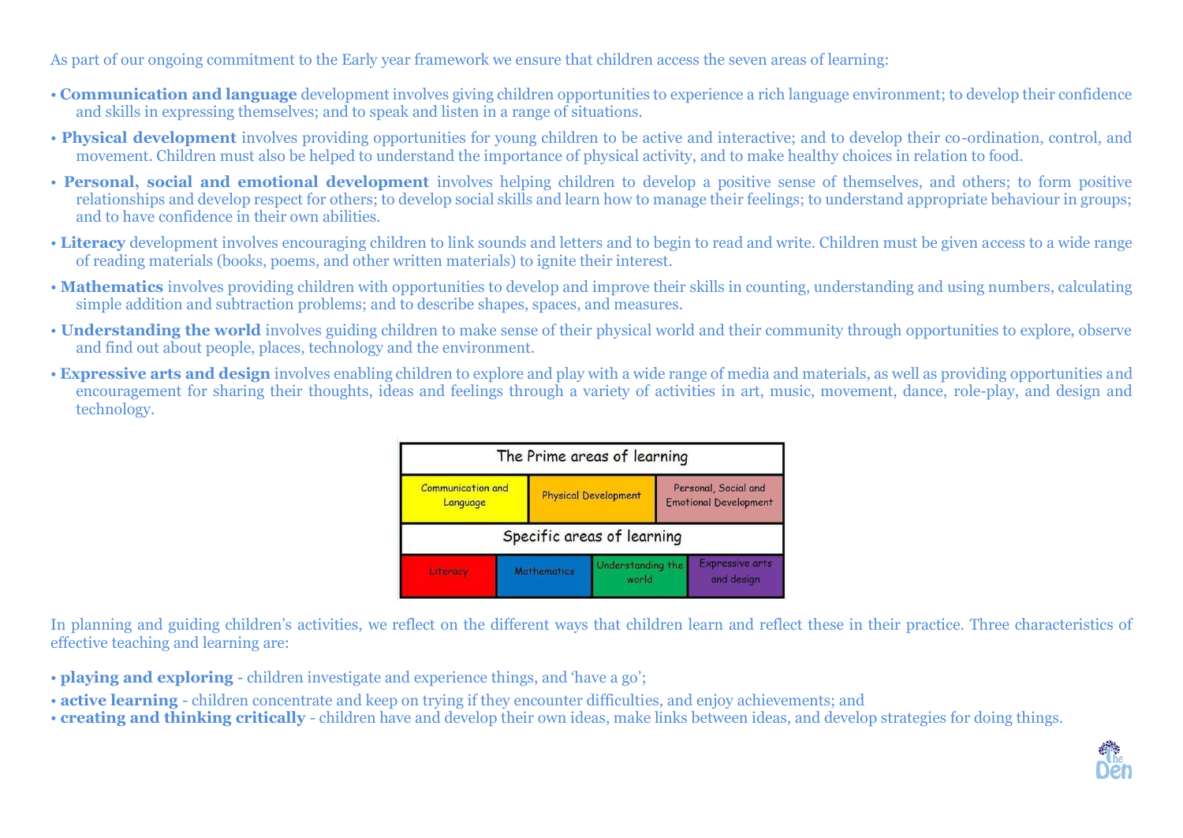As part of our ongoing commitment to the Early year framework we ensure that children access the seven areas of learning:

- **Communication and language** development involves giving children opportunities to experience a rich language environment; to develop their confidence and skills in expressing themselves; and to speak and listen in a range of situations.
- **Physical development** involves providing opportunities for young children to be active and interactive; and to develop their co-ordination, control, and movement. Children must also be helped to understand the importance of physical activity, and to make healthy choices in relation to food.
- **Personal, social and emotional development** involves helping children to develop a positive sense of themselves, and others; to form positive relationships and develop respect for others; to develop social skills and learn how to manage their feelings; to understand appropriate behaviour in groups; and to have confidence in their own abilities.
- **Literacy** development involves encouraging children to link sounds and letters and to begin to read and write. Children must be given access to a wide range of reading materials (books, poems, and other written materials) to ignite their interest.
- **Mathematics** involves providing children with opportunities to develop and improve their skills in counting, understanding and using numbers, calculating simple addition and subtraction problems; and to describe shapes, spaces, and measures.
- **Understanding the world** involves guiding children to make sense of their physical world and their community through opportunities to explore, observe and find out about people, places, technology and the environment.
- **Expressive arts and design** involves enabling children to explore and play with a wide range of media and materials, as well as providing opportunities and encouragement for sharing their thoughts, ideas and feelings through a variety of activities in art, music, movement, dance, role-play, and design and technology.

| The Prime areas of learning | | | |
|---|---|---|---|
| Communication and Language | Physical Development | Personal, Social and Emotional Development | |
| **Specific areas of learning** | | | |
| Literacy | Mathematics | Understanding the world | Expressive arts and design |

In planning and guiding children's activities, we reflect on the different ways that children learn and reflect these in their practice. Three characteristics of effective teaching and learning are:

- **playing and exploring** - children investigate and experience things, and 'have a go';
- **active learning** - children concentrate and keep on trying if they encounter difficulties, and enjoy achievements; and
- **creating and thinking critically** - children have and develop their own ideas, make links between ideas, and develop strategies for doing things.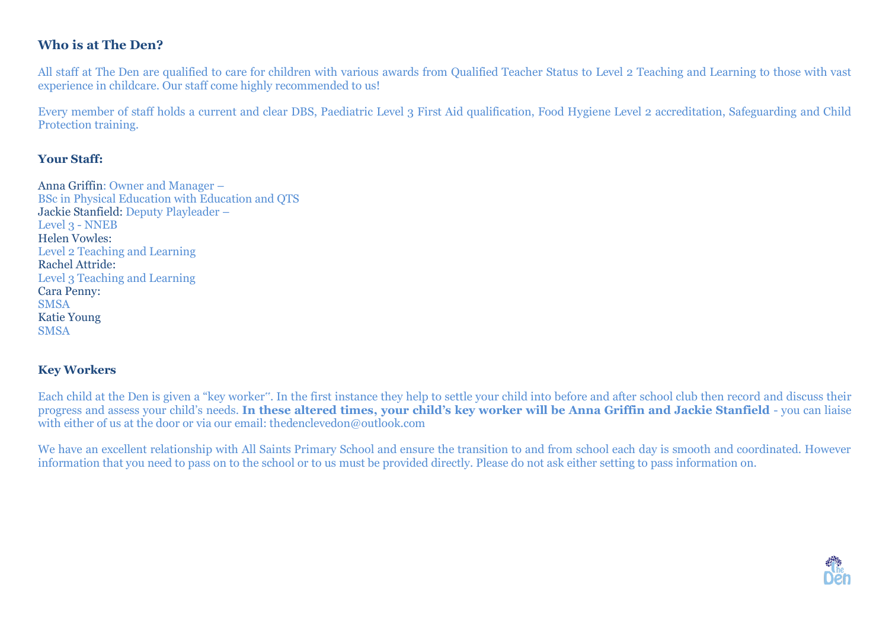## Who is at The Den?

All staff at The Den are qualified to care for children with various awards from Qualified Teacher Status to Level 2 Teaching and Learning to those with vast experience in childcare. Our staff come highly recommended to us!

Every member of staff holds a current and clear DBS, Paediatric Level 3 First Aid qualification, Food Hygiene Level 2 accreditation, Safeguarding and Child Protection training.

### Your Staff:

Anna Griffin: Owner and Manager –
BSc in Physical Education with Education and QTS
Jackie Stanfield: Deputy Playleader –
Level 3 - NNEB
Helen Vowles:
Level 2 Teaching and Learning
Rachel Attride:
Level 3 Teaching and Learning
Cara Penny:
SMSA
Katie Young
SMSA

### Key Workers

Each child at the Den is given a "key worker". In the first instance they help to settle your child into before and after school club then record and discuss their progress and assess your child's needs. **In these altered times, your child's key worker will be Anna Griffin and Jackie Stanfield** - you can liaise with either of us at the door or via our email: thedenclevedon@outlook.com

We have an excellent relationship with All Saints Primary School and ensure the transition to and from school each day is smooth and coordinated. However information that you need to pass on to the school or to us must be provided directly. Please do not ask either setting to pass information on.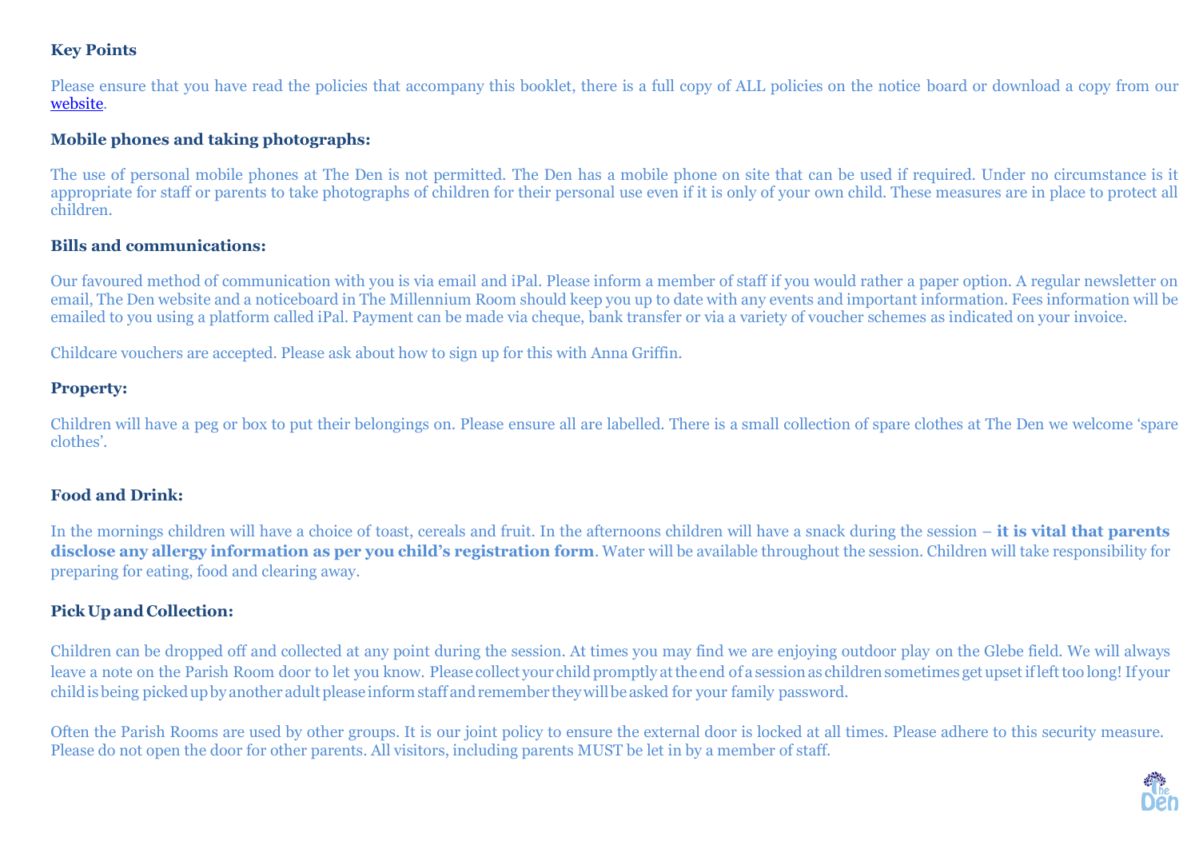**Key Points**

Please ensure that you have read the policies that accompany this booklet, there is a full copy of ALL policies on the notice board or download a copy from our website.

**Mobile phones and taking photographs:**

The use of personal mobile phones at The Den is not permitted. The Den has a mobile phone on site that can be used if required. Under no circumstance is it appropriate for staff or parents to take photographs of children for their personal use even if it is only of your own child. These measures are in place to protect all children.

**Bills and communications:**

Our favoured method of communication with you is via email and iPal. Please inform a member of staff if you would rather a paper option. A regular newsletter on email, The Den website and a noticeboard in The Millennium Room should keep you up to date with any events and important information. Fees information will be emailed to you using a platform called iPal. Payment can be made via cheque, bank transfer or via a variety of voucher schemes as indicated on your invoice.

Childcare vouchers are accepted. Please ask about how to sign up for this with Anna Griffin.

**Property:**

Children will have a peg or box to put their belongings on. Please ensure all are labelled. There is a small collection of spare clothes at The Den we welcome 'spare clothes'.

**Food and Drink:**

In the mornings children will have a choice of toast, cereals and fruit. In the afternoons children will have a snack during the session – **it is vital that parents disclose any allergy information as per you child's registration form**. Water will be available throughout the session. Children will take responsibility for preparing for eating, food and clearing away.

**Pick Up and Collection:**

Children can be dropped off and collected at any point during the session. At times you may find we are enjoying outdoor play on the Glebe field. We will always leave a note on the Parish Room door to let you know. Please collect your child promptly at the end of a session as children sometimes get upset if left too long! If your child is being picked up by another adult please inform staff and remember they will be asked for your family password.

Often the Parish Rooms are used by other groups. It is our joint policy to ensure the external door is locked at all times. Please adhere to this security measure. Please do not open the door for other parents. All visitors, including parents MUST be let in by a member of staff.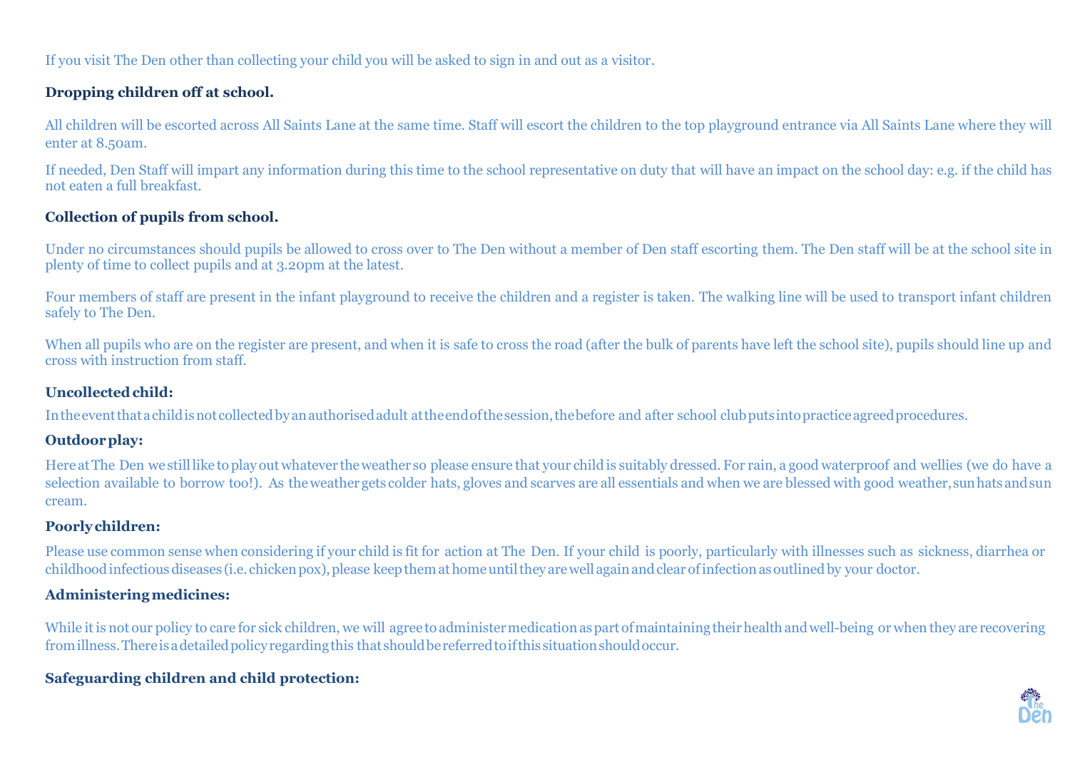If you visit The Den other than collecting your child you will be asked to sign in and out as a visitor.

**Dropping children off at school.**

All children will be escorted across All Saints Lane at the same time. Staff will escort the children to the top playground entrance via All Saints Lane where they will enter at 8.50am.

If needed, Den Staff will impart any information during this time to the school representative on duty that will have an impact on the school day: e.g. if the child has not eaten a full breakfast.

**Collection of pupils from school.**

Under no circumstances should pupils be allowed to cross over to The Den without a member of Den staff escorting them. The Den staff will be at the school site in plenty of time to collect pupils and at 3.20pm at the latest.

Four members of staff are present in the infant playground to receive the children and a register is taken. The walking line will be used to transport infant children safely to The Den.

When all pupils who are on the register are present, and when it is safe to cross the road (after the bulk of parents have left the school site), pupils should line up and cross with instruction from staff.

**Uncollected child:**

In the event that a child is not collected by an authorised adult at the end of the session, the before and after school club puts into practice agreed procedures.

**Outdoor play:**

Here at The Den we still like to play out whatever the weather so please ensure that your child is suitably dressed. For rain, a good waterproof and wellies (we do have a selection available to borrow too!). As the weather gets colder hats, gloves and scarves are all essentials and when we are blessed with good weather, sun hats and sun cream.

**Poorly children:**

Please use common sense when considering if your child is fit for action at The Den. If your child is poorly, particularly with illnesses such as sickness, diarrhea or childhood infectious diseases (i.e. chicken pox), please keep them at home until they are well again and clear of infection as outlined by your doctor.

**Administering medicines:**

While it is not our policy to care for sick children, we will agree to administer medication as part of maintaining their health and well-being or when they are recovering from illness. There is a detailed policy regarding this that should be referred to if this situation should occur.

**Safeguarding children and child protection:**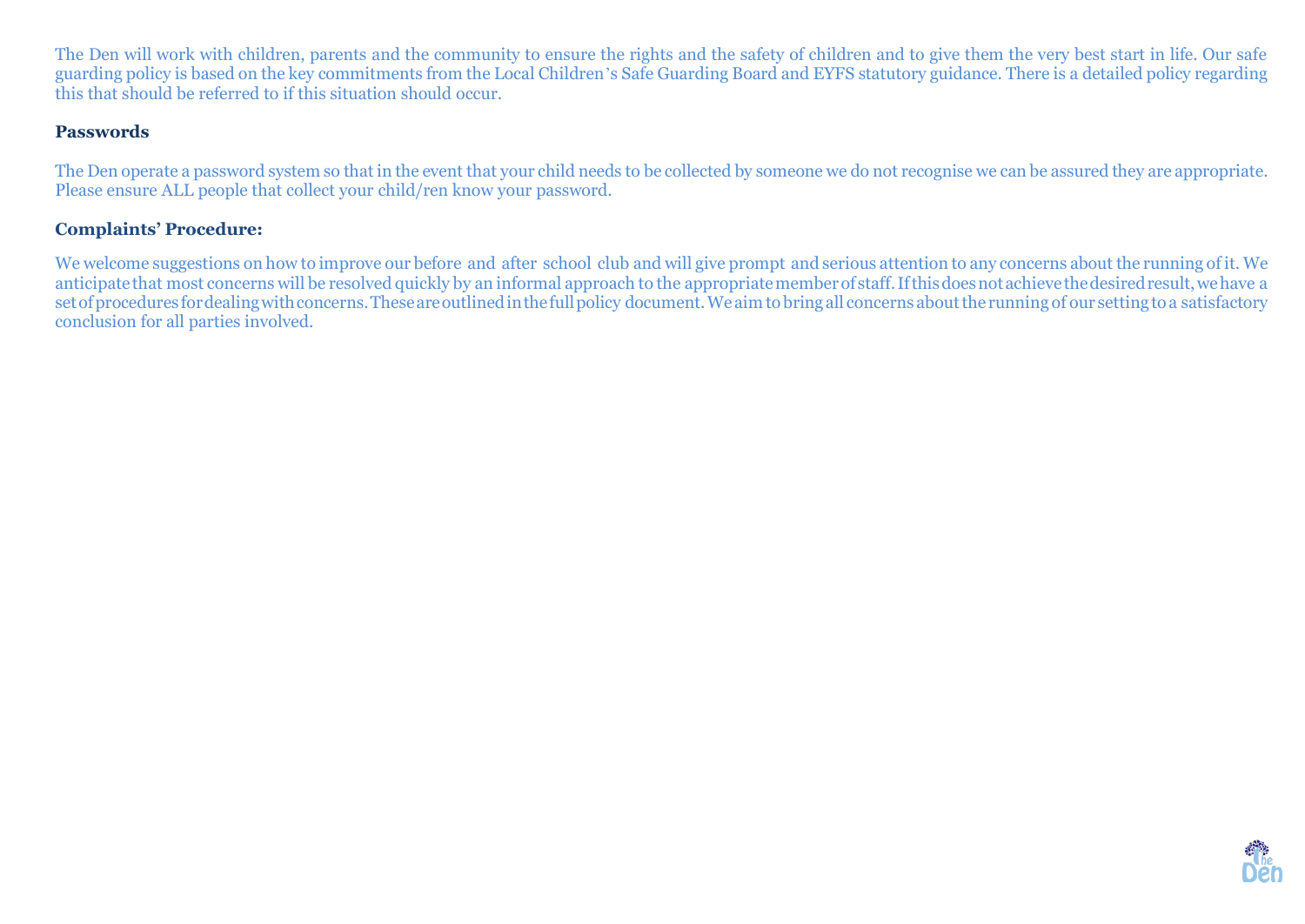The Den will work with children, parents and the community to ensure the rights and the safety of children and to give them the very best start in life. Our safe guarding policy is based on the key commitments from the Local Children's Safe Guarding Board and EYFS statutory guidance. There is a detailed policy regarding this that should be referred to if this situation should occur.

**Passwords**

The Den operate a password system so that in the event that your child needs to be collected by someone we do not recognise we can be assured they are appropriate. Please ensure ALL people that collect your child/ren know your password.

**Complaints' Procedure:**

We welcome suggestions on how to improve our before and after school club and will give prompt and serious attention to any concerns about the running of it. We anticipate that most concerns will be resolved quickly by an informal approach to the appropriate member of staff. If this does not achieve the desired result, we have a set of procedures for dealing with concerns. These are outlined in the full policy document. We aim to bring all concerns about the running of our setting to a satisfactory conclusion for all parties involved.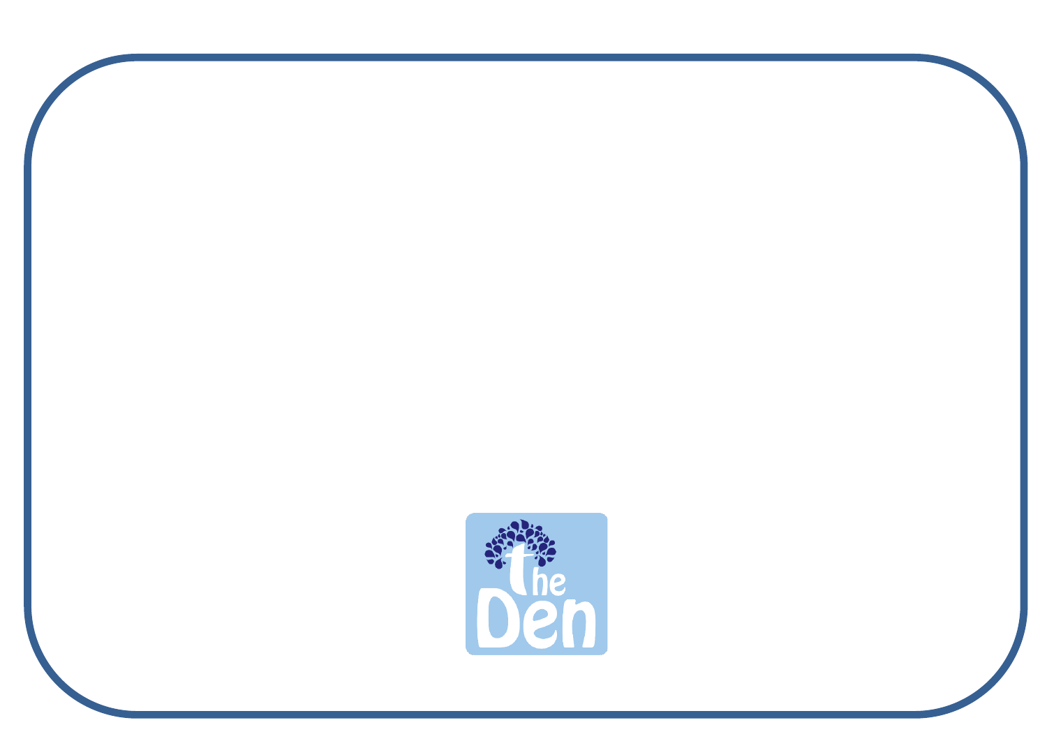the Den